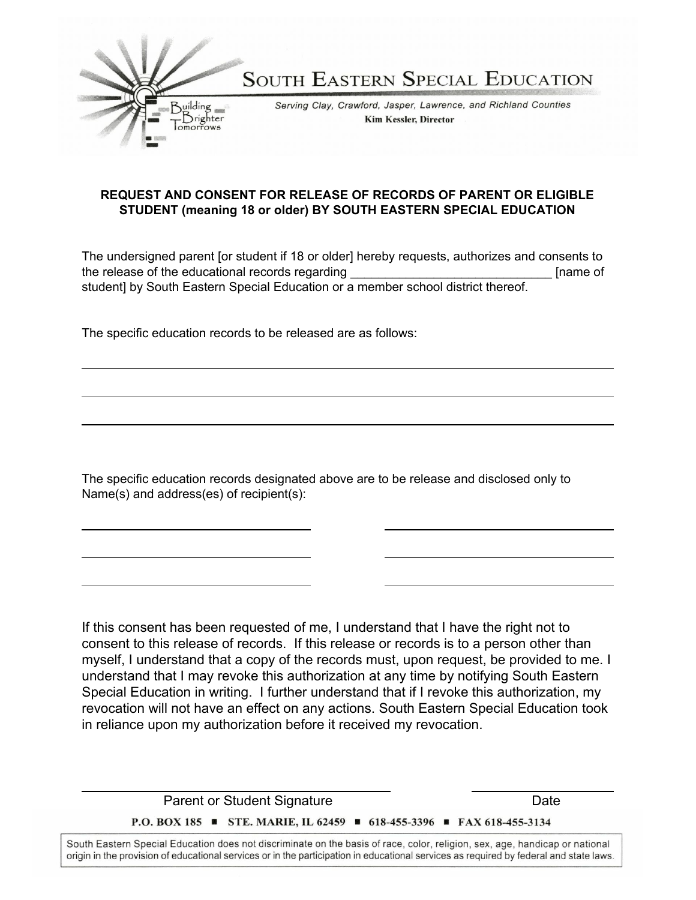# SOUTH EASTERN SPECIAL EDUCATION

Building Brighter Tomorrows

*Serving Clay, Crawford, Jasper, Lawrence, and Richland Counties*

**Kim Kessler, Director**

**REQUEST AND CONSENT FOR RELEASE OF RECORDS OF PARENT OR ELIGIBLE STUDENT (meaning 18 or older) BY SOUTH EASTERN SPECIAL EDUCATION**

The undersigned parent [or student if 18 or older] hereby requests, authorizes and consents to the release of the educational records regarding ______________________________ [name of student] by South Eastern Special Education or a member school district thereof.

The specific education records to be released are as follows:

______________________________________________________________________________

______________________________________________________________________________

______________________________________________________________________________

The specific education records designated above are to be release and disclosed only to Name(s) and address(es) of recipient(s):

________________________________ ________________________________

________________________________ ________________________________

________________________________ ________________________________

If this consent has been requested of me, I understand that I have the right not to consent to this release of records. If this release or records is to a person other than myself, I understand that a copy of the records must, upon request, be provided to me. I understand that I may revoke this authorization at any time by notifying South Eastern Special Education in writing. I further understand that if I revoke this authorization, my revocation will not have an effect on any actions. South Eastern Special Education took in reliance upon my authorization before it received my revocation.

________________________________________ ____________________

Parent or Student Signature Date

**P.O. BOX 185 ■ STE. MARIE, IL 62459 ■ 618-455-3396 ■ FAX 618-455-3134**

South Eastern Special Education does not discriminate on the basis of race, color, religion, sex, age, handicap or national origin in the provision of educational services or in the participation in educational services as required by federal and state laws.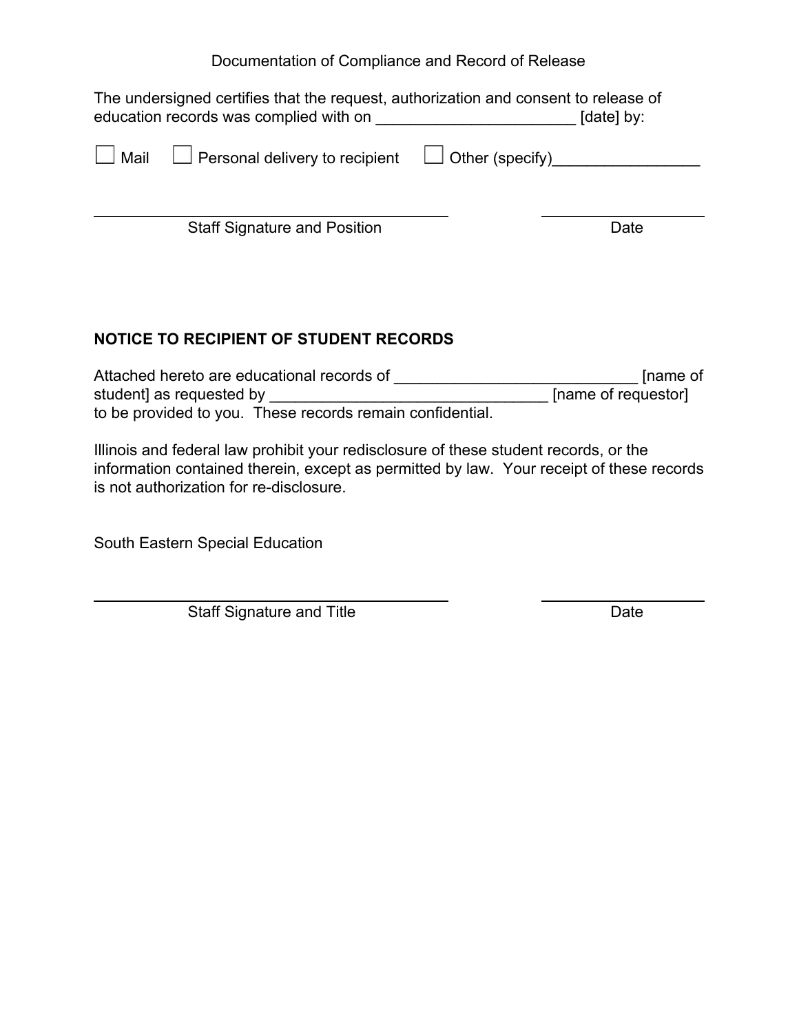Documentation of Compliance and Record of Release

The undersigned certifies that the request, authorization and consent to release of education records was complied with on _______________________ [date] by:

☐ Mail ☐ Personal delivery to recipient ☐ Other (specify)_________________

_______________________________________ ___________________
Staff Signature and Position Date

**NOTICE TO RECIPIENT OF STUDENT RECORDS**

Attached hereto are educational records of ____________________________ [name of student] as requested by ________________________________ [name of requestor] to be provided to you. These records remain confidential.

Illinois and federal law prohibit your redisclosure of these student records, or the information contained therein, except as permitted by law. Your receipt of these records is not authorization for re-disclosure.

South Eastern Special Education

_______________________________________ ___________________
Staff Signature and Title Date